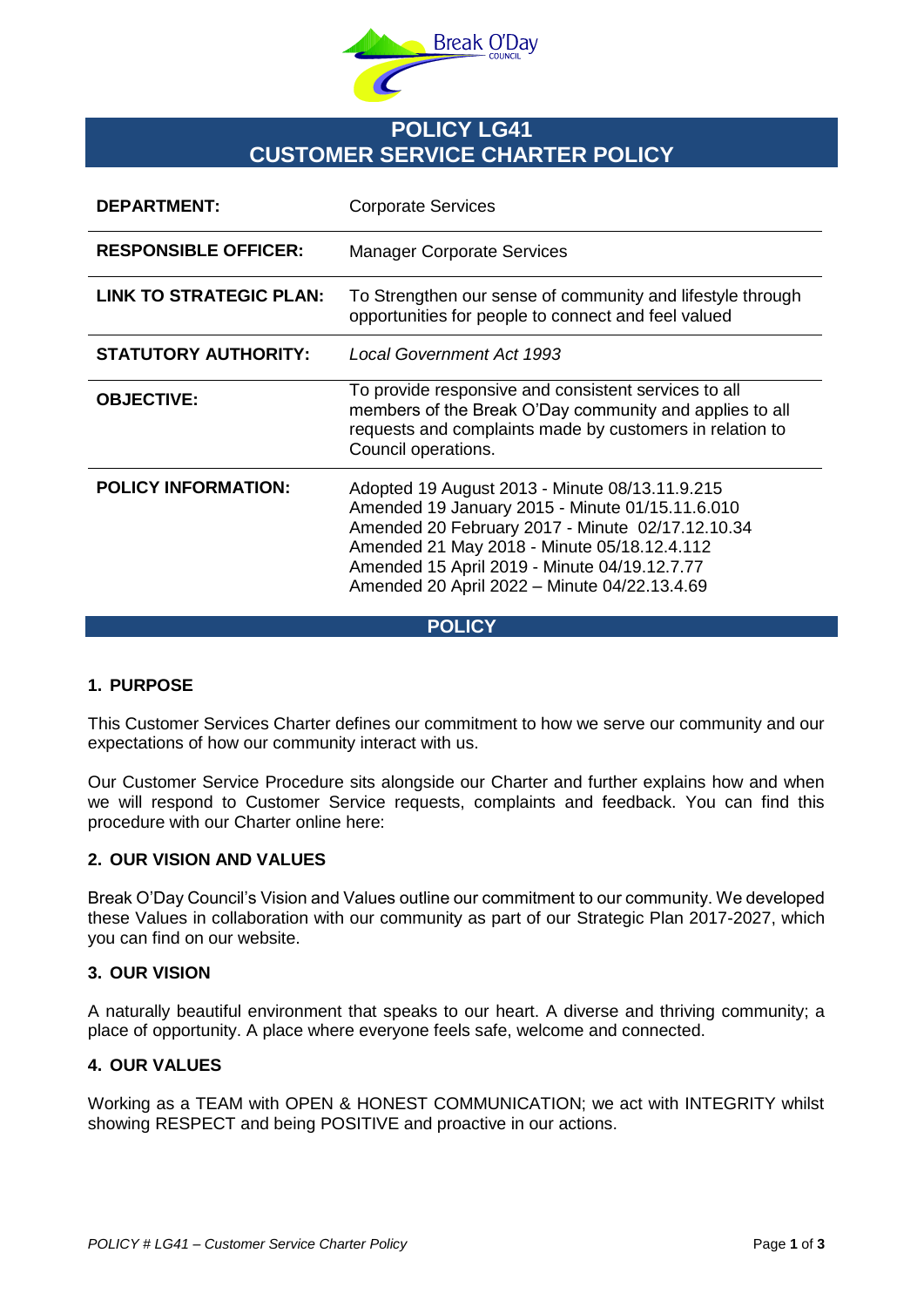# POLICY LG41
# CUSTOMER SERVICE CHARTER POLICY

| | |
|---|---|
| **DEPARTMENT:** | Corporate Services |
| **RESPONSIBLE OFFICER:** | Manager Corporate Services |
| **LINK TO STRATEGIC PLAN:** | To Strengthen our sense of community and lifestyle through opportunities for people to connect and feel valued |
| **STATUTORY AUTHORITY:** | *Local Government Act 1993* |
| **OBJECTIVE:** | To provide responsive and consistent services to all members of the Break O'Day community and applies to all requests and complaints made by customers in relation to Council operations. |
| **POLICY INFORMATION:** | Adopted 19 August 2013 - Minute 08/13.11.9.215<br>Amended 19 January 2015 - Minute 01/15.11.6.010<br>Amended 20 February 2017 - Minute 02/17.12.10.34<br>Amended 21 May 2018 - Minute 05/18.12.4.112<br>Amended 15 April 2019 - Minute 04/19.12.7.77<br>Amended 20 April 2022 – Minute 04/22.13.4.69 |

## POLICY

### 1. PURPOSE

This Customer Services Charter defines our commitment to how we serve our community and our expectations of how our community interact with us.

Our Customer Service Procedure sits alongside our Charter and further explains how and when we will respond to Customer Service requests, complaints and feedback. You can find this procedure with our Charter online here:

### 2. OUR VISION AND VALUES

Break O'Day Council's Vision and Values outline our commitment to our community. We developed these Values in collaboration with our community as part of our Strategic Plan 2017-2027, which you can find on our website.

### 3. OUR VISION

A naturally beautiful environment that speaks to our heart. A diverse and thriving community; a place of opportunity. A place where everyone feels safe, welcome and connected.

### 4. OUR VALUES

Working as a TEAM with OPEN & HONEST COMMUNICATION; we act with INTEGRITY whilst showing RESPECT and being POSITIVE and proactive in our actions.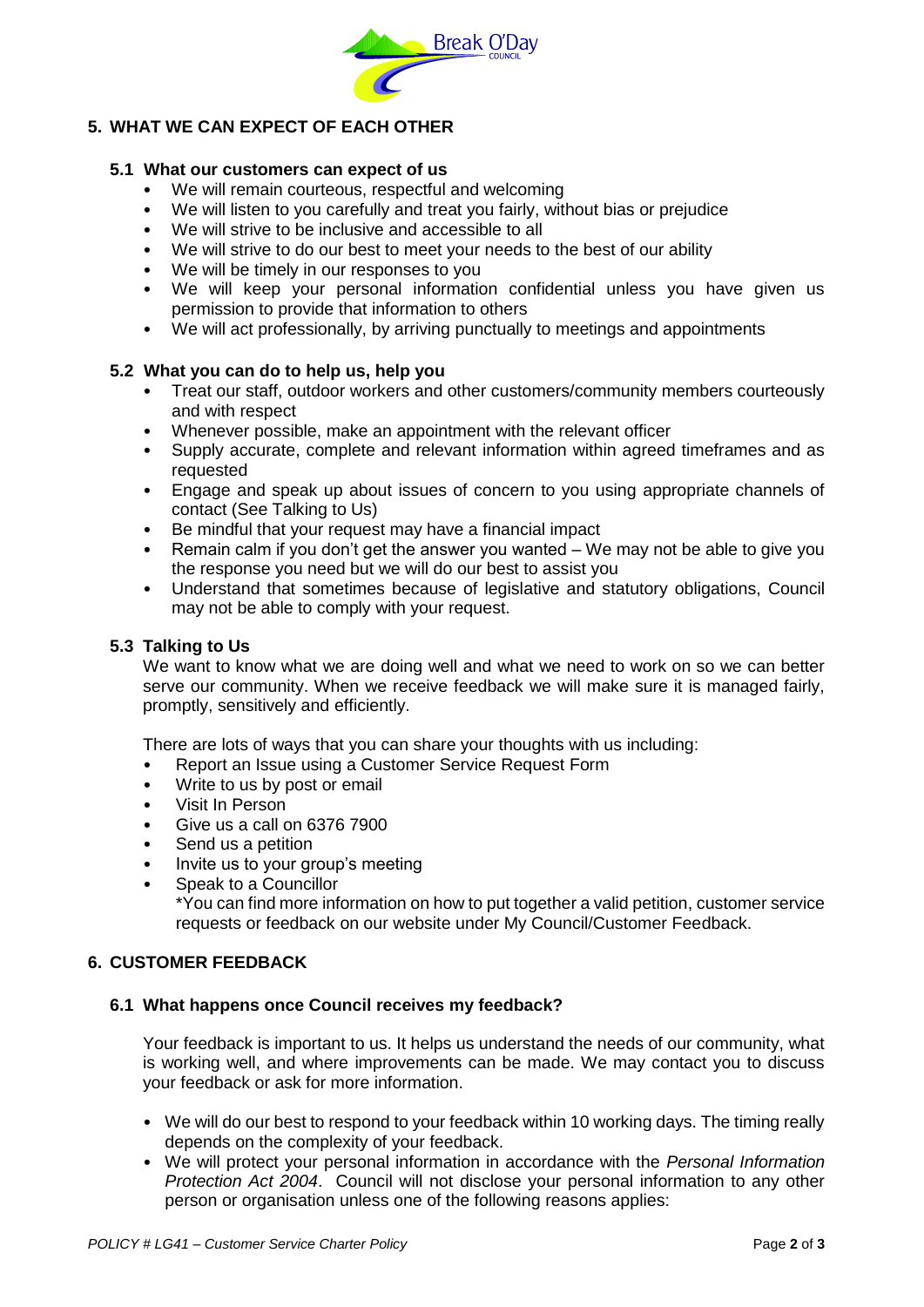## 5. WHAT WE CAN EXPECT OF EACH OTHER

### 5.1 What our customers can expect of us

- We will remain courteous, respectful and welcoming
- We will listen to you carefully and treat you fairly, without bias or prejudice
- We will strive to be inclusive and accessible to all
- We will strive to do our best to meet your needs to the best of our ability
- We will be timely in our responses to you
- We will keep your personal information confidential unless you have given us permission to provide that information to others
- We will act professionally, by arriving punctually to meetings and appointments

### 5.2 What you can do to help us, help you

- Treat our staff, outdoor workers and other customers/community members courteously and with respect
- Whenever possible, make an appointment with the relevant officer
- Supply accurate, complete and relevant information within agreed timeframes and as requested
- Engage and speak up about issues of concern to you using appropriate channels of contact (See Talking to Us)
- Be mindful that your request may have a financial impact
- Remain calm if you don't get the answer you wanted – We may not be able to give you the response you need but we will do our best to assist you
- Understand that sometimes because of legislative and statutory obligations, Council may not be able to comply with your request.

### 5.3 Talking to Us

We want to know what we are doing well and what we need to work on so we can better serve our community. When we receive feedback we will make sure it is managed fairly, promptly, sensitively and efficiently.

There are lots of ways that you can share your thoughts with us including:

- Report an Issue using a Customer Service Request Form
- Write to us by post or email
- Visit In Person
- Give us a call on 6376 7900
- Send us a petition
- Invite us to your group's meeting
- Speak to a Councillor

*You can find more information on how to put together a valid petition, customer service requests or feedback on our website under My Council/Customer Feedback.

## 6. CUSTOMER FEEDBACK

### 6.1 What happens once Council receives my feedback?

Your feedback is important to us. It helps us understand the needs of our community, what is working well, and where improvements can be made. We may contact you to discuss your feedback or ask for more information.

- We will do our best to respond to your feedback within 10 working days. The timing really depends on the complexity of your feedback.
- We will protect your personal information in accordance with the *Personal Information Protection Act 2004*. Council will not disclose your personal information to any other person or organisation unless one of the following reasons applies: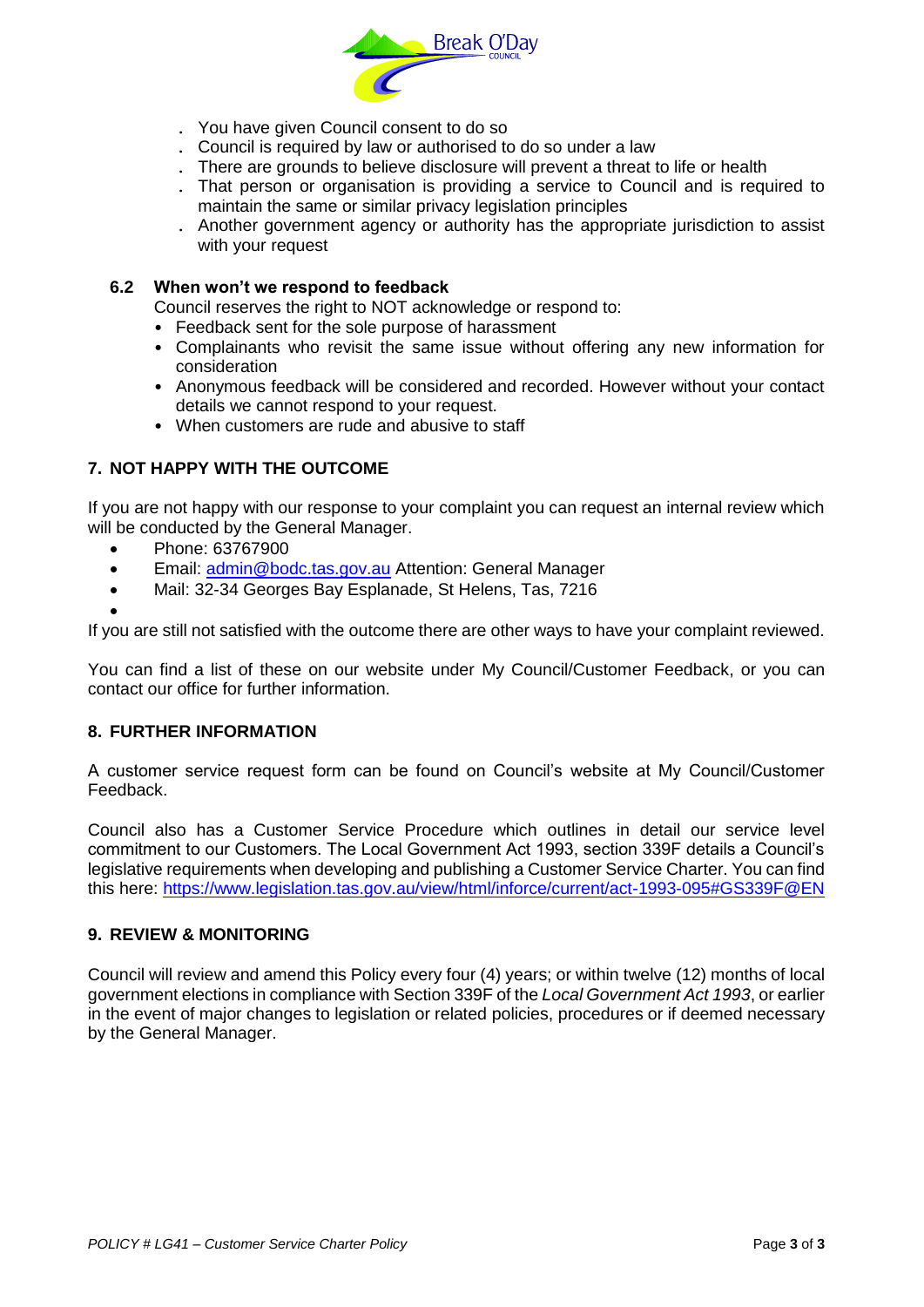- You have given Council consent to do so
- Council is required by law or authorised to do so under a law
- There are grounds to believe disclosure will prevent a threat to life or health
- That person or organisation is providing a service to Council and is required to maintain the same or similar privacy legislation principles
- Another government agency or authority has the appropriate jurisdiction to assist with your request

### 6.2 When won't we respond to feedback

Council reserves the right to NOT acknowledge or respond to:

- Feedback sent for the sole purpose of harassment
- Complainants who revisit the same issue without offering any new information for consideration
- Anonymous feedback will be considered and recorded. However without your contact details we cannot respond to your request.
- When customers are rude and abusive to staff

## 7. NOT HAPPY WITH THE OUTCOME

If you are not happy with our response to your complaint you can request an internal review which will be conducted by the General Manager.

- Phone: 63767900
- Email: admin@bodc.tas.gov.au Attention: General Manager
- Mail: 32-34 Georges Bay Esplanade, St Helens, Tas, 7216

If you are still not satisfied with the outcome there are other ways to have your complaint reviewed.

You can find a list of these on our website under My Council/Customer Feedback, or you can contact our office for further information.

## 8. FURTHER INFORMATION

A customer service request form can be found on Council's website at My Council/Customer Feedback.

Council also has a Customer Service Procedure which outlines in detail our service level commitment to our Customers. The Local Government Act 1993, section 339F details a Council's legislative requirements when developing and publishing a Customer Service Charter. You can find this here: https://www.legislation.tas.gov.au/view/html/inforce/current/act-1993-095#GS339F@EN

## 9. REVIEW & MONITORING

Council will review and amend this Policy every four (4) years; or within twelve (12) months of local government elections in compliance with Section 339F of the *Local Government Act 1993*, or earlier in the event of major changes to legislation or related policies, procedures or if deemed necessary by the General Manager.